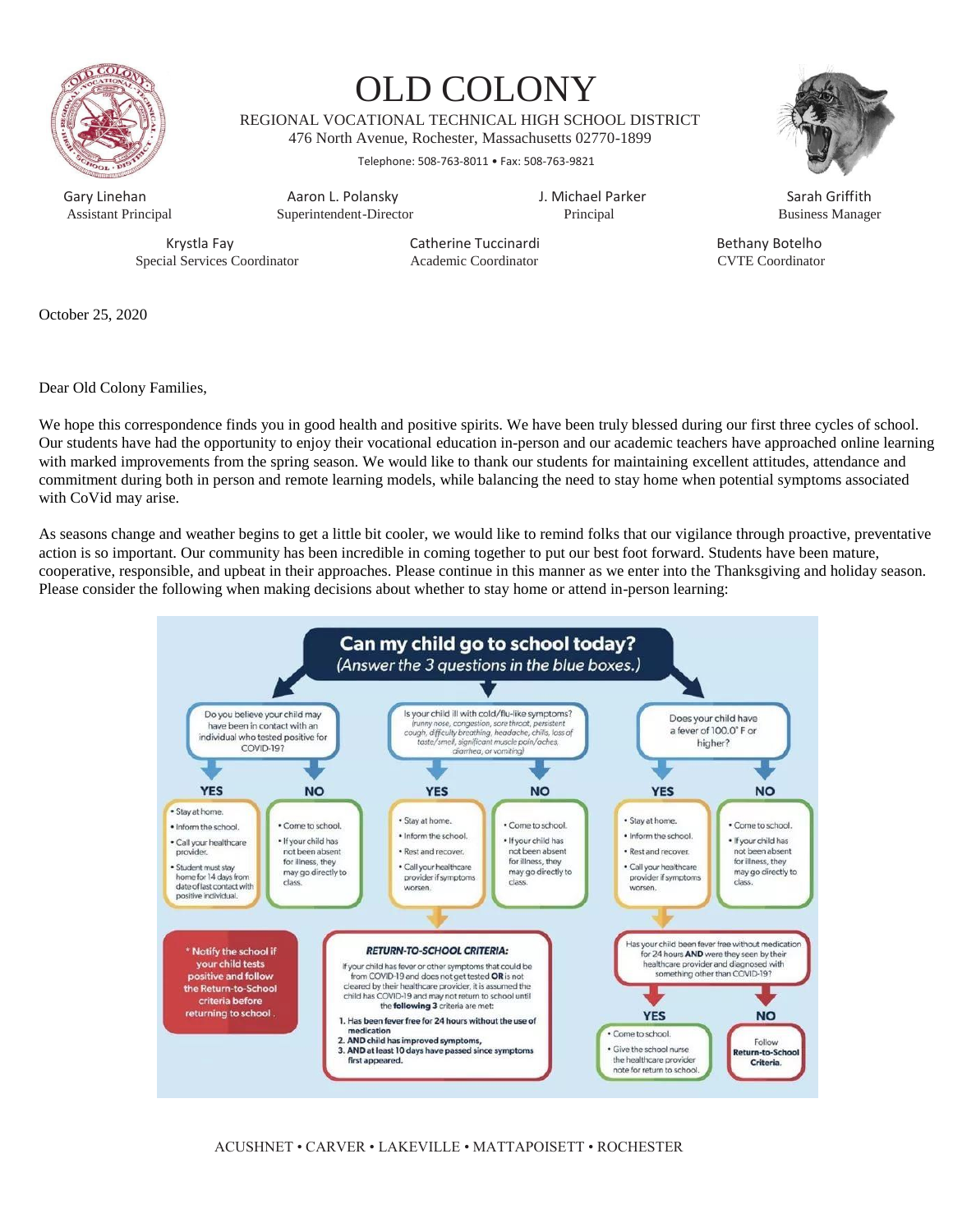# OLD COLONY

REGIONAL VOCATIONAL TECHNICAL HIGH SCHOOL DISTRICT
476 North Avenue, Rochester, Massachusetts 02770-1899
Telephone: 508-763-8011 • Fax: 508-763-9821

| Gary Linehan | Aaron L. Polansky | J. Michael Parker | Sarah Griffith |
|---|---|---|---|
| Assistant Principal | Superintendent-Director | Principal | Business Manager |

| Krystla Fay | Catherine Tuccinardi | Bethany Botelho |
|---|---|---|
| Special Services Coordinator | Academic Coordinator | CVTE Coordinator |

October 25, 2020

Dear Old Colony Families,

We hope this correspondence finds you in good health and positive spirits. We have been truly blessed during our first three cycles of school. Our students have had the opportunity to enjoy their vocational education in-person and our academic teachers have approached online learning with marked improvements from the spring season. We would like to thank our students for maintaining excellent attitudes, attendance and commitment during both in person and remote learning models, while balancing the need to stay home when potential symptoms associated with CoVid may arise.

As seasons change and weather begins to get a little bit cooler, we would like to remind folks that our vigilance through proactive, preventative action is so important. Our community has been incredible in coming together to put our best foot forward. Students have been mature, cooperative, responsible, and upbeat in their approaches. Please continue in this manner as we enter into the Thanksgiving and holiday season. Please consider the following when making decisions about whether to stay home or attend in-person learning:

## Can my child go to school today?

*(Answer the 3 questions in the blue boxes.)*

**Do you believe your child may have been in contact with an individual who tested positive for COVID-19?**

- **YES**
  - Stay at home.
  - Inform the school.
  - Call your healthcare provider.
  - Student must stay home for 14 days from date of last contact with positive individual.
- **NO**
  - Come to school.
  - If your child has not been absent for illness, they may go directly to class.

**Is your child ill with cold/flu-like symptoms?** *(runny nose, congestion, sore throat, persistent cough, difficulty breathing, headache, chills, loss of taste/smell, significant muscle pain/aches, diarrhea, or vomiting)*

- **YES**
  - Stay at home.
  - Inform the school.
  - Rest and recover.
  - Call your healthcare provider if symptoms worsen.
- **NO**
  - Come to school.
  - If your child has not been absent for illness, they may go directly to class.

**Does your child have a fever of 100.0° F or higher?**

- **YES**
  - Stay at home.
  - Inform the school.
  - Rest and recover.
  - Call your healthcare provider if symptoms worsen.
- **NO**
  - Come to school.
  - If your child has not been absent for illness, they may go directly to class.

\* Notify the school if your child tests positive and follow the Return-to-School criteria before returning to school.

***RETURN-TO-SCHOOL CRITERIA:***

If your child has fever or other symptoms that could be from COVID-19 and does not get tested **OR** is not cleared by their healthcare provider, it is assumed the child has COVID-19 and may not return to school until the **following 3** criteria are met:

1. Has been fever free for 24 hours without the use of medication
2. AND child has improved symptoms,
3. AND at least 10 days have passed since symptoms first appeared.

Has your child been fever free without medication for 24 hours **AND** were they seen by their healthcare provider and diagnosed with something other than COVID-19?

- **YES**
  - Come to school.
  - Give the school nurse the healthcare provider note for return to school.
- **NO**
  - Follow **Return-to-School Criteria.**

ACUSHNET • CARVER • LAKEVILLE • MATTAPOISETT • ROCHESTER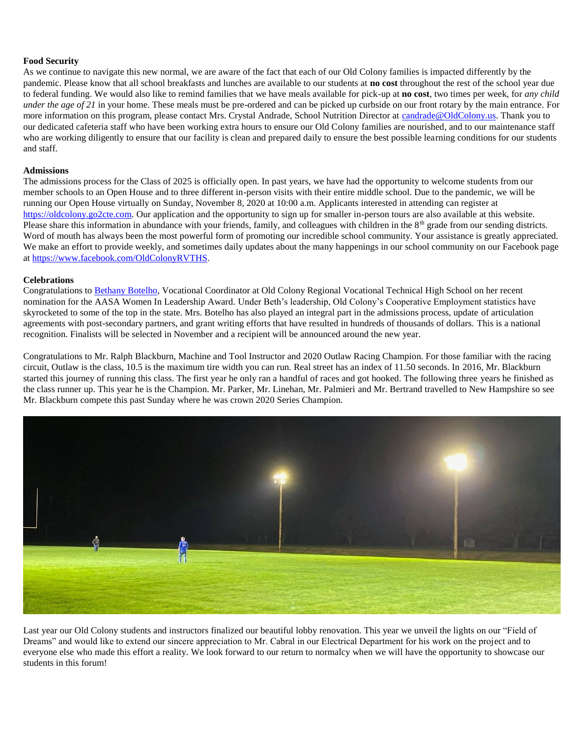**Food Security**

As we continue to navigate this new normal, we are aware of the fact that each of our Old Colony families is impacted differently by the pandemic. Please know that all school breakfasts and lunches are available to our students at **no cost** throughout the rest of the school year due to federal funding. We would also like to remind families that we have meals available for pick-up at **no cost**, two times per week, for *any child under the age of 21* in your home. These meals must be pre-ordered and can be picked up curbside on our front rotary by the main entrance. For more information on this program, please contact Mrs. Crystal Andrade, School Nutrition Director at candrade@OldColony.us. Thank you to our dedicated cafeteria staff who have been working extra hours to ensure our Old Colony families are nourished, and to our maintenance staff who are working diligently to ensure that our facility is clean and prepared daily to ensure the best possible learning conditions for our students and staff.

**Admissions**

The admissions process for the Class of 2025 is officially open. In past years, we have had the opportunity to welcome students from our member schools to an Open House and to three different in-person visits with their entire middle school. Due to the pandemic, we will be running our Open House virtually on Sunday, November 8, 2020 at 10:00 a.m. Applicants interested in attending can register at https://oldcolony.go2cte.com. Our application and the opportunity to sign up for smaller in-person tours are also available at this website. Please share this information in abundance with your friends, family, and colleagues with children in the 8th grade from our sending districts. Word of mouth has always been the most powerful form of promoting our incredible school community. Your assistance is greatly appreciated. We make an effort to provide weekly, and sometimes daily updates about the many happenings in our school community on our Facebook page at https://www.facebook.com/OldColonyRVTHS.

**Celebrations**

Congratulations to Bethany Botelho, Vocational Coordinator at Old Colony Regional Vocational Technical High School on her recent nomination for the AASA Women In Leadership Award. Under Beth's leadership, Old Colony's Cooperative Employment statistics have skyrocketed to some of the top in the state. Mrs. Botelho has also played an integral part in the admissions process, update of articulation agreements with post-secondary partners, and grant writing efforts that have resulted in hundreds of thousands of dollars. This is a national recognition. Finalists will be selected in November and a recipient will be announced around the new year.

Congratulations to Mr. Ralph Blackburn, Machine and Tool Instructor and 2020 Outlaw Racing Champion. For those familiar with the racing circuit, Outlaw is the class, 10.5 is the maximum tire width you can run. Real street has an index of 11.50 seconds. In 2016, Mr. Blackburn started this journey of running this class. The first year he only ran a handful of races and got hooked. The following three years he finished as the class runner up. This year he is the Champion. Mr. Parker, Mr. Linehan, Mr. Palmieri and Mr. Bertrand travelled to New Hampshire so see Mr. Blackburn compete this past Sunday where he was crown 2020 Series Champion.

Last year our Old Colony students and instructors finalized our beautiful lobby renovation. This year we unveil the lights on our "Field of Dreams" and would like to extend our sincere appreciation to Mr. Cabral in our Electrical Department for his work on the project and to everyone else who made this effort a reality. We look forward to our return to normalcy when we will have the opportunity to showcase our students in this forum!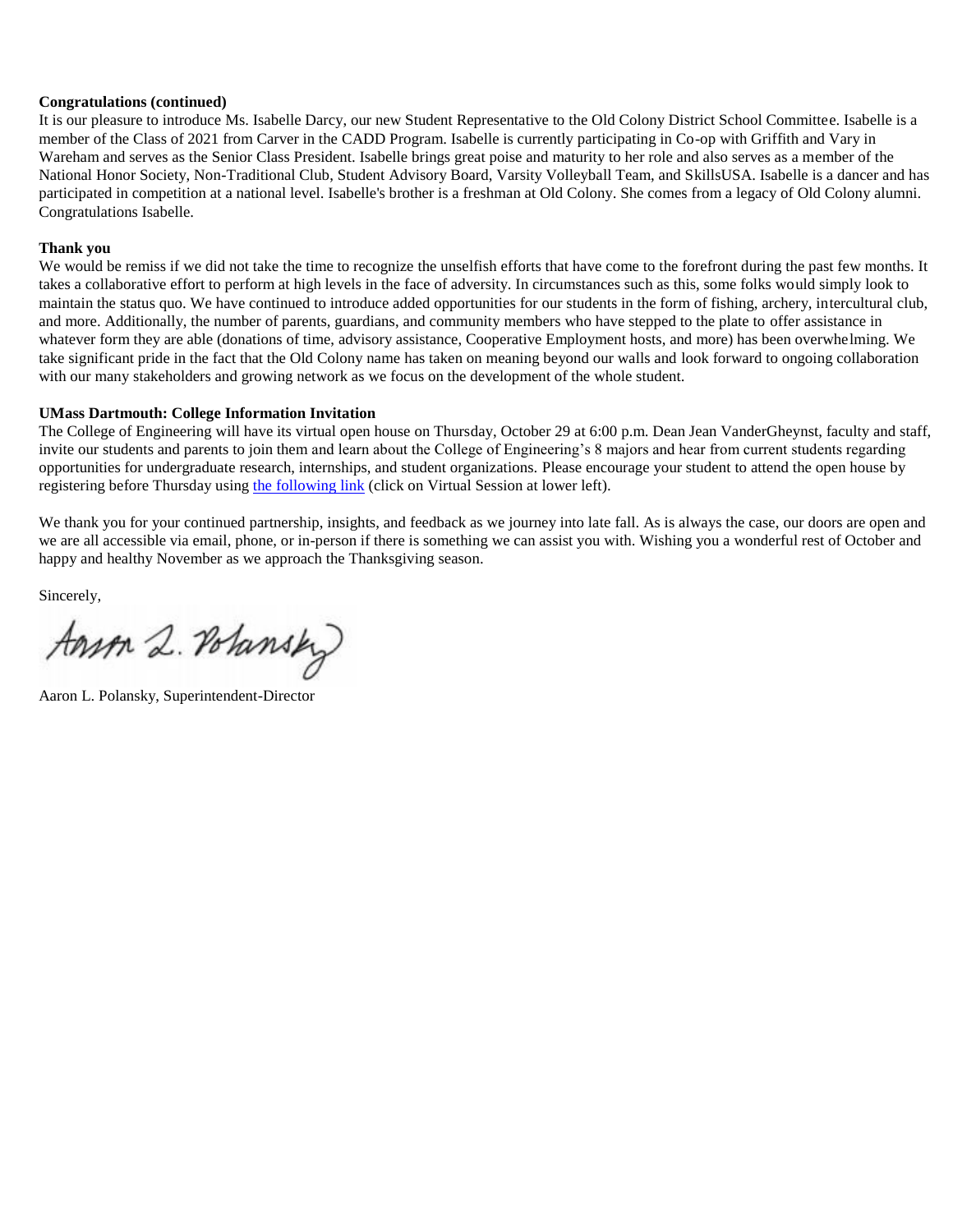**Congratulations (continued)**

It is our pleasure to introduce Ms. Isabelle Darcy, our new Student Representative to the Old Colony District School Committee. Isabelle is a member of the Class of 2021 from Carver in the CADD Program. Isabelle is currently participating in Co-op with Griffith and Vary in Wareham and serves as the Senior Class President. Isabelle brings great poise and maturity to her role and also serves as a member of the National Honor Society, Non-Traditional Club, Student Advisory Board, Varsity Volleyball Team, and SkillsUSA. Isabelle is a dancer and has participated in competition at a national level. Isabelle's brother is a freshman at Old Colony. She comes from a legacy of Old Colony alumni. Congratulations Isabelle.

**Thank you**

We would be remiss if we did not take the time to recognize the unselfish efforts that have come to the forefront during the past few months. It takes a collaborative effort to perform at high levels in the face of adversity. In circumstances such as this, some folks would simply look to maintain the status quo. We have continued to introduce added opportunities for our students in the form of fishing, archery, intercultural club, and more. Additionally, the number of parents, guardians, and community members who have stepped to the plate to offer assistance in whatever form they are able (donations of time, advisory assistance, Cooperative Employment hosts, and more) has been overwhelming. We take significant pride in the fact that the Old Colony name has taken on meaning beyond our walls and look forward to ongoing collaboration with our many stakeholders and growing network as we focus on the development of the whole student.

**UMass Dartmouth: College Information Invitation**

The College of Engineering will have its virtual open house on Thursday, October 29 at 6:00 p.m. Dean Jean VanderGheynst, faculty and staff, invite our students and parents to join them and learn about the College of Engineering's 8 majors and hear from current students regarding opportunities for undergraduate research, internships, and student organizations. Please encourage your student to attend the open house by registering before Thursday using the following link (click on Virtual Session at lower left).

We thank you for your continued partnership, insights, and feedback as we journey into late fall. As is always the case, our doors are open and we are all accessible via email, phone, or in-person if there is something we can assist you with. Wishing you a wonderful rest of October and happy and healthy November as we approach the Thanksgiving season.

Sincerely,

Aaron L. Polansky

Aaron L. Polansky, Superintendent-Director